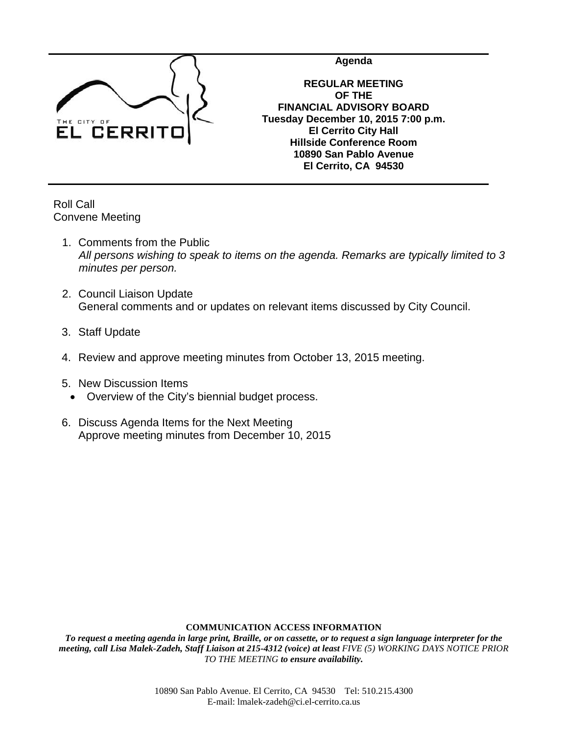THE CITY OF EL CERRITO

**Agenda**

**REGULAR MEETING**
**OF THE**
**FINANCIAL ADVISORY BOARD**
**Tuesday December 10, 2015 7:00 p.m.**
**El Cerrito City Hall**
**Hillside Conference Room**
**10890 San Pablo Avenue**
**El Cerrito, CA 94530**

Roll Call
Convene Meeting

1. Comments from the Public
   *All persons wishing to speak to items on the agenda. Remarks are typically limited to 3 minutes per person.*

2. Council Liaison Update
   General comments and or updates on relevant items discussed by City Council.

3. Staff Update

4. Review and approve meeting minutes from October 13, 2015 meeting.

5. New Discussion Items
   - Overview of the City's biennial budget process.

6. Discuss Agenda Items for the Next Meeting
   Approve meeting minutes from December 10, 2015

**COMMUNICATION ACCESS INFORMATION**

***To request a meeting agenda in large print, Braille, or on cassette, or to request a sign language interpreter for the meeting, call Lisa Malek-Zadeh, Staff Liaison at 215-4312 (voice) at least*** *FIVE (5) WORKING DAYS NOTICE PRIOR TO THE MEETING* ***to ensure availability.***

10890 San Pablo Avenue. El Cerrito, CA 94530 Tel: 510.215.4300
E-mail: lmalek-zadeh@ci.el-cerrito.ca.us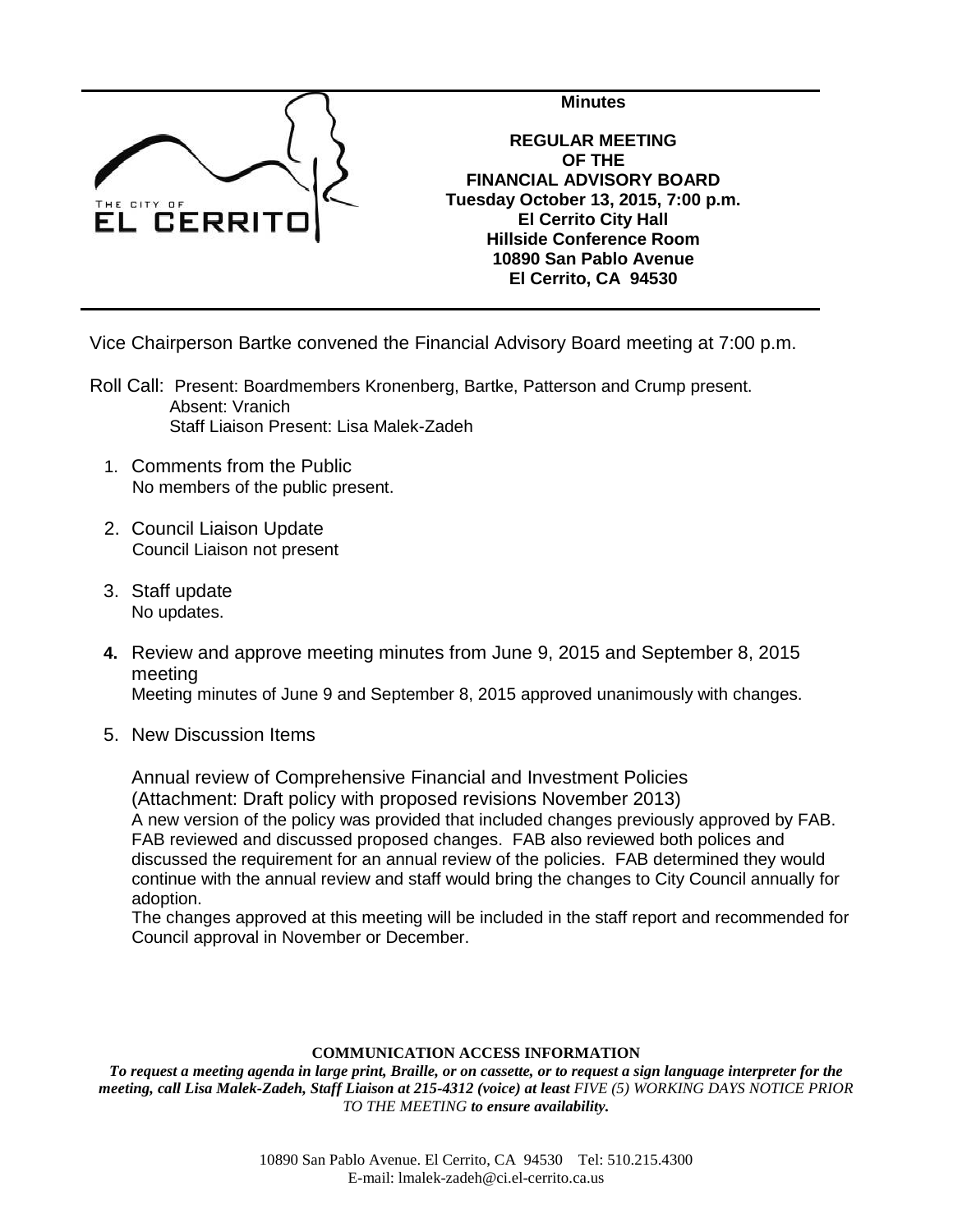**Minutes**

**REGULAR MEETING OF THE FINANCIAL ADVISORY BOARD**
**Tuesday October 13, 2015, 7:00 p.m.**
**El Cerrito City Hall**
**Hillside Conference Room**
**10890 San Pablo Avenue**
**El Cerrito, CA 94530**

Vice Chairperson Bartke convened the Financial Advisory Board meeting at 7:00 p.m.

Roll Call: Present: Boardmembers Kronenberg, Bartke, Patterson and Crump present.
Absent: Vranich
Staff Liaison Present: Lisa Malek-Zadeh

1. Comments from the Public
   No members of the public present.

2. Council Liaison Update
   Council Liaison not present

3. Staff update
   No updates.

4. Review and approve meeting minutes from June 9, 2015 and September 8, 2015 meeting
   Meeting minutes of June 9 and September 8, 2015 approved unanimously with changes.

5. New Discussion Items

   Annual review of Comprehensive Financial and Investment Policies
   (Attachment: Draft policy with proposed revisions November 2013)
   A new version of the policy was provided that included changes previously approved by FAB. FAB reviewed and discussed proposed changes. FAB also reviewed both polices and discussed the requirement for an annual review of the policies. FAB determined they would continue with the annual review and staff would bring the changes to City Council annually for adoption.
   The changes approved at this meeting will be included in the staff report and recommended for Council approval in November or December.

**COMMUNICATION ACCESS INFORMATION**

***To request a meeting agenda in large print, Braille, or on cassette, or to request a sign language interpreter for the meeting, call Lisa Malek-Zadeh, Staff Liaison at 215-4312 (voice) at least*** *FIVE (5) WORKING DAYS NOTICE PRIOR TO THE MEETING* ***to ensure availability.***

10890 San Pablo Avenue. El Cerrito, CA 94530 Tel: 510.215.4300
E-mail: lmalek-zadeh@ci.el-cerrito.ca.us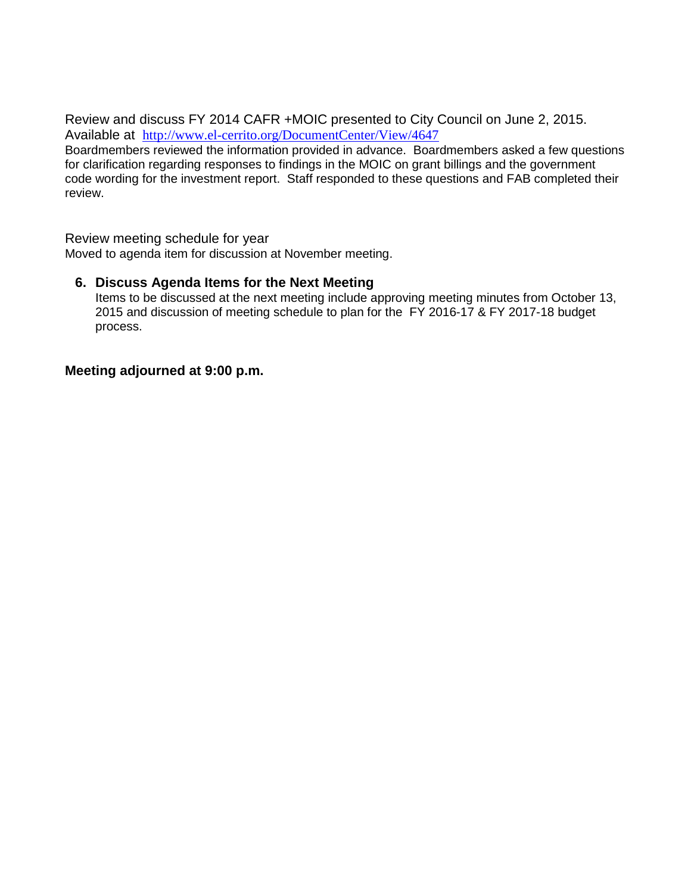Review and discuss FY 2014 CAFR +MOIC presented to City Council on June 2, 2015.
Available at http://www.el-cerrito.org/DocumentCenter/View/4647
Boardmembers reviewed the information provided in advance. Boardmembers asked a few questions for clarification regarding responses to findings in the MOIC on grant billings and the government code wording for the investment report. Staff responded to these questions and FAB completed their review.

Review meeting schedule for year
Moved to agenda item for discussion at November meeting.

6. **Discuss Agenda Items for the Next Meeting**
   Items to be discussed at the next meeting include approving meeting minutes from October 13, 2015 and discussion of meeting schedule to plan for the FY 2016-17 & FY 2017-18 budget process.

**Meeting adjourned at 9:00 p.m.**